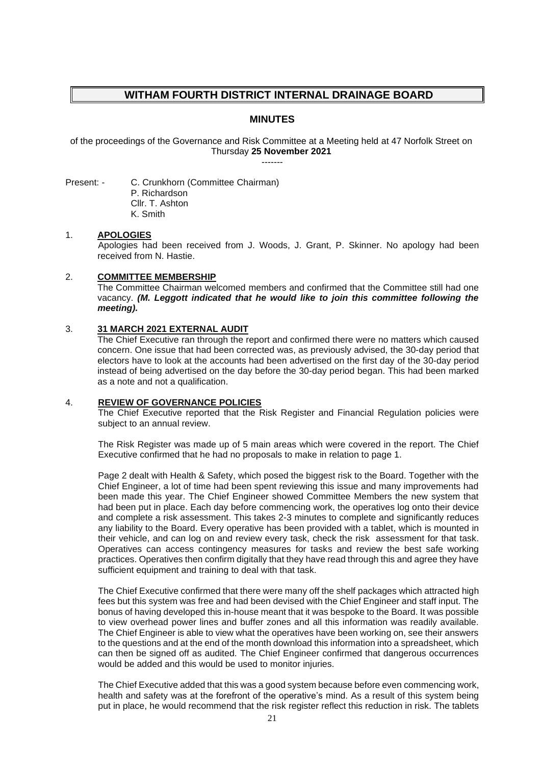# WITHAM FOURTH DISTRICT INTERNAL DRAINAGE BOARD

## MINUTES

of the proceedings of the Governance and Risk Committee at a Meeting held at 47 Norfolk Street on Thursday **25 November 2021**

-------

Present: - C. Crunkhorn (Committee Chairman)
P. Richardson
Cllr. T. Ashton
K. Smith

1. **APOLOGIES**

   Apologies had been received from J. Woods, J. Grant, P. Skinner. No apology had been received from N. Hastie.

2. **COMMITTEE MEMBERSHIP**

   The Committee Chairman welcomed members and confirmed that the Committee still had one vacancy. ***(M. Leggott indicated that he would like to join this committee following the meeting).***

3. **31 MARCH 2021 EXTERNAL AUDIT**

   The Chief Executive ran through the report and confirmed there were no matters which caused concern. One issue that had been corrected was, as previously advised, the 30-day period that electors have to look at the accounts had been advertised on the first day of the 30-day period instead of being advertised on the day before the 30-day period began. This had been marked as a note and not a qualification.

4. **REVIEW OF GOVERNANCE POLICIES**

   The Chief Executive reported that the Risk Register and Financial Regulation policies were subject to an annual review.

   The Risk Register was made up of 5 main areas which were covered in the report. The Chief Executive confirmed that he had no proposals to make in relation to page 1.

   Page 2 dealt with Health & Safety, which posed the biggest risk to the Board. Together with the Chief Engineer, a lot of time had been spent reviewing this issue and many improvements had been made this year. The Chief Engineer showed Committee Members the new system that had been put in place. Each day before commencing work, the operatives log onto their device and complete a risk assessment. This takes 2-3 minutes to complete and significantly reduces any liability to the Board. Every operative has been provided with a tablet, which is mounted in their vehicle, and can log on and review every task, check the risk assessment for that task. Operatives can access contingency measures for tasks and review the best safe working practices. Operatives then confirm digitally that they have read through this and agree they have sufficient equipment and training to deal with that task.

   The Chief Executive confirmed that there were many off the shelf packages which attracted high fees but this system was free and had been devised with the Chief Engineer and staff input. The bonus of having developed this in-house meant that it was bespoke to the Board. It was possible to view overhead power lines and buffer zones and all this information was readily available. The Chief Engineer is able to view what the operatives have been working on, see their answers to the questions and at the end of the month download this information into a spreadsheet, which can then be signed off as audited. The Chief Engineer confirmed that dangerous occurrences would be added and this would be used to monitor injuries.

   The Chief Executive added that this was a good system because before even commencing work, health and safety was at the forefront of the operative's mind. As a result of this system being put in place, he would recommend that the risk register reflect this reduction in risk. The tablets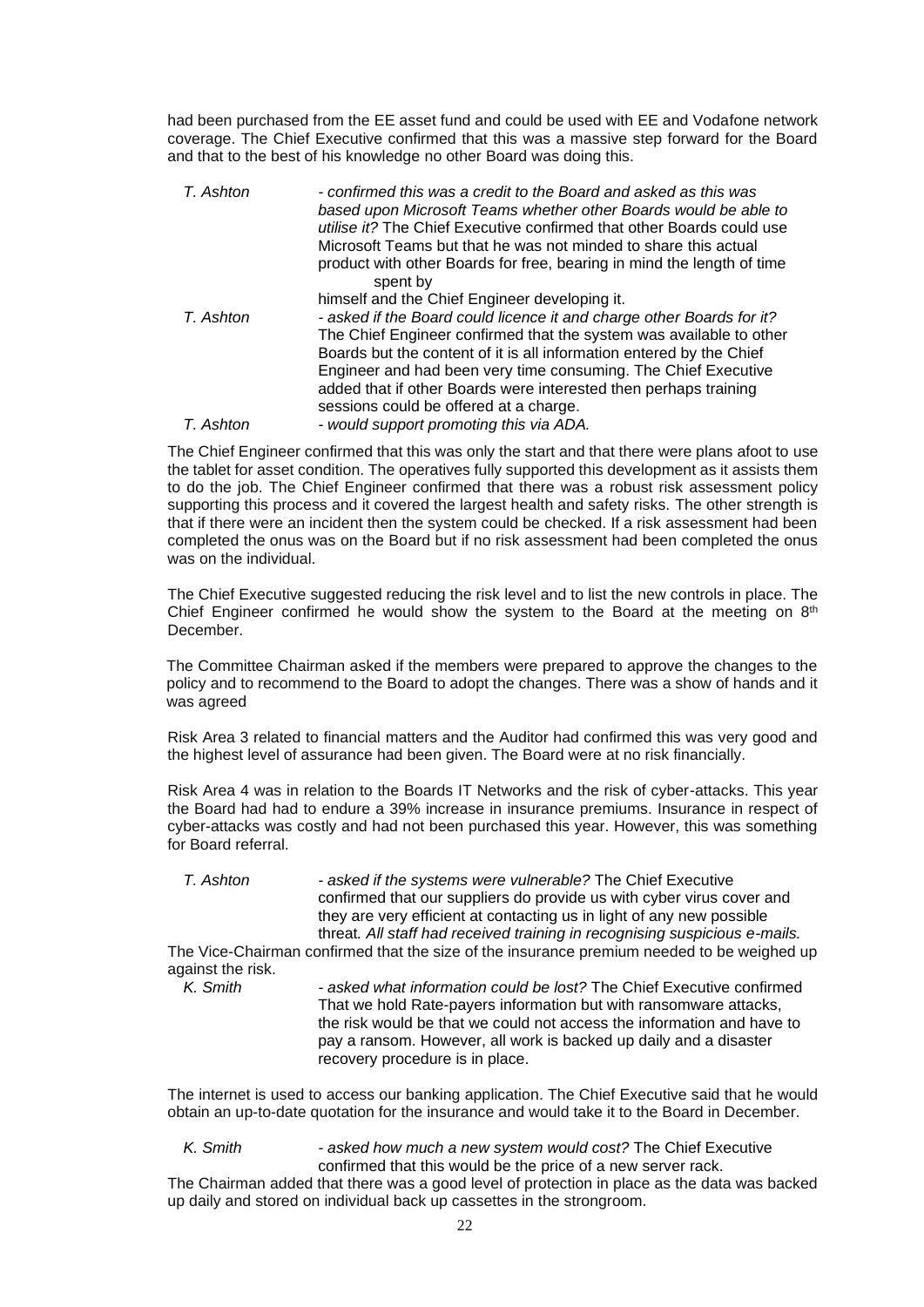had been purchased from the EE asset fund and could be used with EE and Vodafone network coverage. The Chief Executive confirmed that this was a massive step forward for the Board and that to the best of his knowledge no other Board was doing this.

*T. Ashton* - *confirmed this was a credit to the Board and asked as this was based upon Microsoft Teams whether other Boards would be able to utilise it?* The Chief Executive confirmed that other Boards could use Microsoft Teams but that he was not minded to share this actual product with other Boards for free, bearing in mind the length of time spent by himself and the Chief Engineer developing it.

*T. Ashton* - *asked if the Board could licence it and charge other Boards for it?* The Chief Engineer confirmed that the system was available to other Boards but the content of it is all information entered by the Chief Engineer and had been very time consuming. The Chief Executive added that if other Boards were interested then perhaps training sessions could be offered at a charge.

*T. Ashton* - *would support promoting this via ADA.*

The Chief Engineer confirmed that this was only the start and that there were plans afoot to use the tablet for asset condition. The operatives fully supported this development as it assists them to do the job. The Chief Engineer confirmed that there was a robust risk assessment policy supporting this process and it covered the largest health and safety risks. The other strength is that if there were an incident then the system could be checked. If a risk assessment had been completed the onus was on the Board but if no risk assessment had been completed the onus was on the individual.

The Chief Executive suggested reducing the risk level and to list the new controls in place. The Chief Engineer confirmed he would show the system to the Board at the meeting on 8th December.

The Committee Chairman asked if the members were prepared to approve the changes to the policy and to recommend to the Board to adopt the changes. There was a show of hands and it was agreed

Risk Area 3 related to financial matters and the Auditor had confirmed this was very good and the highest level of assurance had been given. The Board were at no risk financially.

Risk Area 4 was in relation to the Boards IT Networks and the risk of cyber-attacks. This year the Board had had to endure a 39% increase in insurance premiums. Insurance in respect of cyber-attacks was costly and had not been purchased this year. However, this was something for Board referral.

*T. Ashton* - *asked if the systems were vulnerable?* The Chief Executive confirmed that our suppliers do provide us with cyber virus cover and they are very efficient at contacting us in light of any new possible threat*. All staff had received training in recognising suspicious e-mails.*

The Vice-Chairman confirmed that the size of the insurance premium needed to be weighed up against the risk.

*K. Smith* - *asked what information could be lost?* The Chief Executive confirmed That we hold Rate-payers information but with ransomware attacks, the risk would be that we could not access the information and have to pay a ransom. However, all work is backed up daily and a disaster recovery procedure is in place.

The internet is used to access our banking application. The Chief Executive said that he would obtain an up-to-date quotation for the insurance and would take it to the Board in December.

*K. Smith* - *asked how much a new system would cost?* The Chief Executive confirmed that this would be the price of a new server rack.

The Chairman added that there was a good level of protection in place as the data was backed up daily and stored on individual back up cassettes in the strongroom.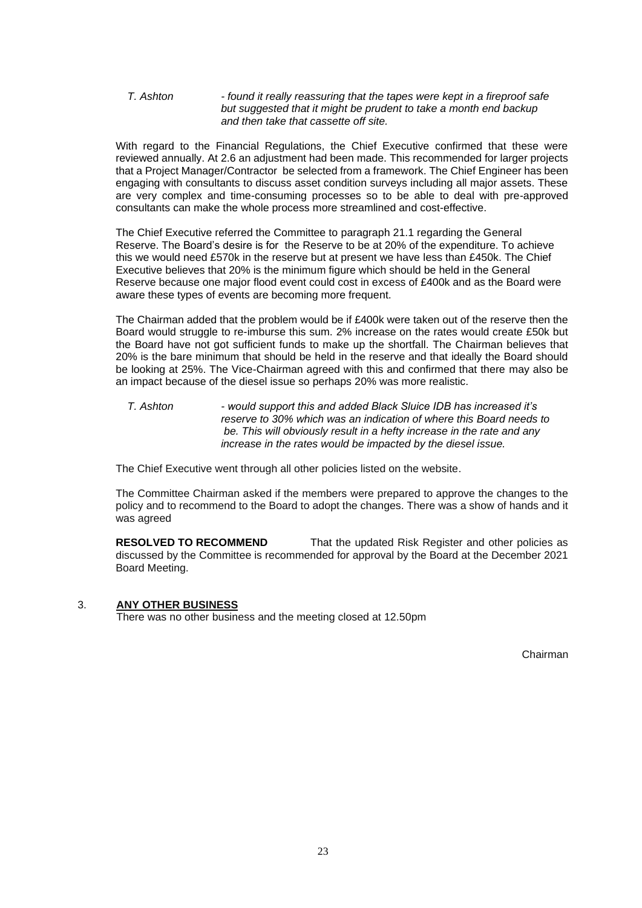*T. Ashton - found it really reassuring that the tapes were kept in a fireproof safe but suggested that it might be prudent to take a month end backup and then take that cassette off site.*

With regard to the Financial Regulations, the Chief Executive confirmed that these were reviewed annually. At 2.6 an adjustment had been made. This recommended for larger projects that a Project Manager/Contractor be selected from a framework. The Chief Engineer has been engaging with consultants to discuss asset condition surveys including all major assets. These are very complex and time-consuming processes so to be able to deal with pre-approved consultants can make the whole process more streamlined and cost-effective.

The Chief Executive referred the Committee to paragraph 21.1 regarding the General Reserve. The Board's desire is for the Reserve to be at 20% of the expenditure. To achieve this we would need £570k in the reserve but at present we have less than £450k. The Chief Executive believes that 20% is the minimum figure which should be held in the General Reserve because one major flood event could cost in excess of £400k and as the Board were aware these types of events are becoming more frequent.

The Chairman added that the problem would be if £400k were taken out of the reserve then the Board would struggle to re-imburse this sum. 2% increase on the rates would create £50k but the Board have not got sufficient funds to make up the shortfall. The Chairman believes that 20% is the bare minimum that should be held in the reserve and that ideally the Board should be looking at 25%. The Vice-Chairman agreed with this and confirmed that there may also be an impact because of the diesel issue so perhaps 20% was more realistic.

*T. Ashton - would support this and added Black Sluice IDB has increased it's reserve to 30% which was an indication of where this Board needs to be. This will obviously result in a hefty increase in the rate and any increase in the rates would be impacted by the diesel issue.*

The Chief Executive went through all other policies listed on the website.

The Committee Chairman asked if the members were prepared to approve the changes to the policy and to recommend to the Board to adopt the changes. There was a show of hands and it was agreed

**RESOLVED TO RECOMMEND** That the updated Risk Register and other policies as discussed by the Committee is recommended for approval by the Board at the December 2021 Board Meeting.

## 3. ANY OTHER BUSINESS

There was no other business and the meeting closed at 12.50pm

Chairman